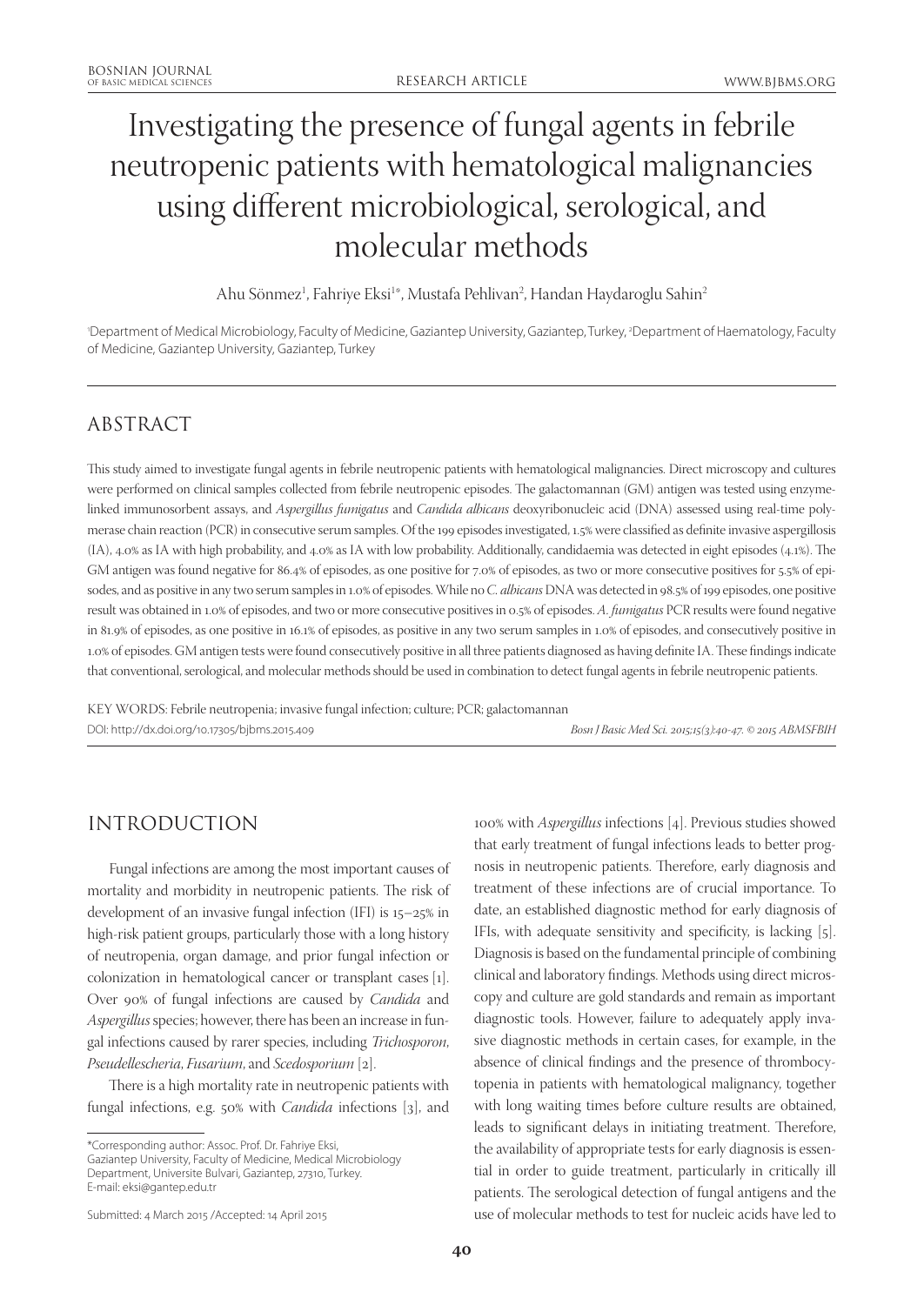# Investigating the presence of fungal agents in febrile neutropenic patients with hematological malignancies using different microbiological, serological, and molecular methods

Ahu Sönmez[1], Fahriye Eksi[1*], Mustafa Pehlivan[2], Handan Haydaroglu Sahin[2]

[1]Department of Medical Microbiology, Faculty of Medicine, Gaziantep University, Gaziantep, Turkey, [2]Department of Haematology, Faculty of Medicine, Gaziantep University, Gaziantep, Turkey

## ABSTRACT

This study aimed to investigate fungal agents in febrile neutropenic patients with hematological malignancies. Direct microscopy and cultures were performed on clinical samples collected from febrile neutropenic episodes. The galactomannan (GM) antigen was tested using enzyme-linked immunosorbent assays, and *Aspergillus fumigatus* and *Candida albicans* deoxyribonucleic acid (DNA) assessed using real-time polymerase chain reaction (PCR) in consecutive serum samples. Of the 199 episodes investigated, 1.5% were classified as definite invasive aspergillosis (IA), 4.0% as IA with high probability, and 4.0% as IA with low probability. Additionally, candidaemia was detected in eight episodes (4.1%). The GM antigen was found negative for 86.4% of episodes, as one positive for 7.0% of episodes, as two or more consecutive positives for 5.5% of episodes, and as positive in any two serum samples in 1.0% of episodes. While no *C. albicans* DNA was detected in 98.5% of 199 episodes, one positive result was obtained in 1.0% of episodes, and two or more consecutive positives in 0.5% of episodes. *A. fumigatus* PCR results were found negative in 81.9% of episodes, as one positive in 16.1% of episodes, as positive in any two serum samples in 1.0% of episodes, and consecutively positive in 1.0% of episodes. GM antigen tests were found consecutively positive in all three patients diagnosed as having definite IA. These findings indicate that conventional, serological, and molecular methods should be used in combination to detect fungal agents in febrile neutropenic patients.

KEY WORDS: Febrile neutropenia; invasive fungal infection; culture; PCR; galactomannan

DOI: http://dx.doi.org/10.17305/bjbms.2015.409

*Bosn J Basic Med Sci. 2015;15(3):40-47. © 2015 ABMSFBIH*

## INTRODUCTION

Fungal infections are among the most important causes of mortality and morbidity in neutropenic patients. The risk of development of an invasive fungal infection (IFI) is 15–25% in high-risk patient groups, particularly those with a long history of neutropenia, organ damage, and prior fungal infection or colonization in hematological cancer or transplant cases [1]. Over 90% of fungal infections are caused by *Candida* and *Aspergillus* species; however, there has been an increase in fungal infections caused by rarer species, including *Trichosporon*, *Pseudellescheria*, *Fusarium*, and *Scedosporium* [2].

There is a high mortality rate in neutropenic patients with fungal infections, e.g. 50% with *Candida* infections [3], and 100% with *Aspergillus* infections [4]. Previous studies showed that early treatment of fungal infections leads to better prognosis in neutropenic patients. Therefore, early diagnosis and treatment of these infections are of crucial importance. To date, an established diagnostic method for early diagnosis of IFIs, with adequate sensitivity and specificity, is lacking [5]. Diagnosis is based on the fundamental principle of combining clinical and laboratory findings. Methods using direct microscopy and culture are gold standards and remain as important diagnostic tools. However, failure to adequately apply invasive diagnostic methods in certain cases, for example, in the absence of clinical findings and the presence of thrombocytopenia in patients with hematological malignancy, together with long waiting times before culture results are obtained, leads to significant delays in initiating treatment. Therefore, the availability of appropriate tests for early diagnosis is essential in order to guide treatment, particularly in critically ill patients. The serological detection of fungal antigens and the use of molecular methods to test for nucleic acids have led to

\*Corresponding author: Assoc. Prof. Dr. Fahriye Eksi, Gaziantep University, Faculty of Medicine, Medical Microbiology Department, Universite Bulvari, Gaziantep, 27310, Turkey. E-mail: eksi@gantep.edu.tr

Submitted: 4 March 2015 /Accepted: 14 April 2015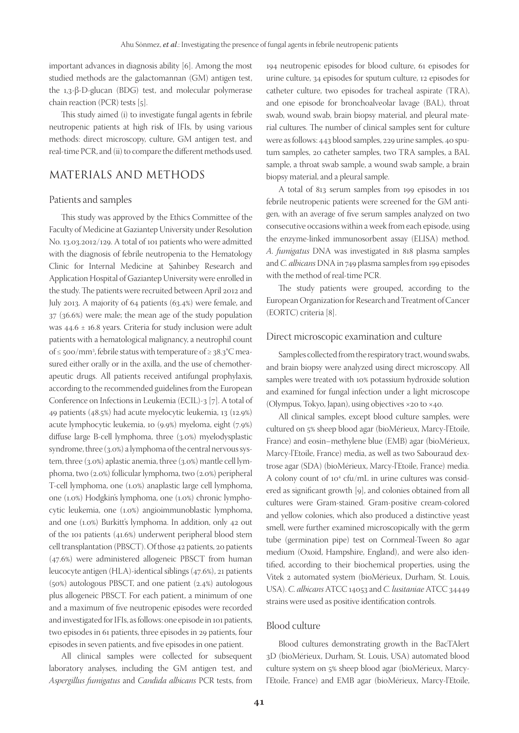important advances in diagnosis ability [6]. Among the most studied methods are the galactomannan (GM) antigen test, the 1,3-β-D-glucan (BDG) test, and molecular polymerase chain reaction (PCR) tests [5].

This study aimed (i) to investigate fungal agents in febrile neutropenic patients at high risk of IFIs, by using various methods: direct microscopy, culture, GM antigen test, and real-time PCR, and (ii) to compare the different methods used.

## MATERIALS AND METHODS

### Patients and samples

This study was approved by the Ethics Committee of the Faculty of Medicine at Gaziantep University under Resolution No. 13.03.2012/129. A total of 101 patients who were admitted with the diagnosis of febrile neutropenia to the Hematology Clinic for Internal Medicine at Şahinbey Research and Application Hospital of Gaziantep University were enrolled in the study. The patients were recruited between April 2012 and July 2013. A majority of 64 patients (63.4%) were female, and 37 (36.6%) were male; the mean age of the study population was 44.6 ± 16.8 years. Criteria for study inclusion were adult patients with a hematological malignancy, a neutrophil count of ≤ 500/mm$^3$, febrile status with temperature of ≥ 38.3°C measured either orally or in the axilla, and the use of chemotherapeutic drugs. All patients received antifungal prophylaxis, according to the recommended guidelines from the European Conference on Infections in Leukemia (ECIL)-3 [7]. A total of 49 patients (48.5%) had acute myelocytic leukemia, 13 (12.9%) acute lymphocytic leukemia, 10 (9.9%) myeloma, eight (7.9%) diffuse large B-cell lymphoma, three (3.0%) myelodysplastic syndrome, three (3.0%) a lymphoma of the central nervous system, three (3.0%) aplastic anemia, three (3.0%) mantle cell lymphoma, two (2.0%) follicular lymphoma, two (2.0%) peripheral T-cell lymphoma, one (1.0%) anaplastic large cell lymphoma, one (1.0%) Hodgkin's lymphoma, one (1.0%) chronic lymphocytic leukemia, one (1.0%) angioimmunoblastic lymphoma, and one (1.0%) Burkitt's lymphoma. In addition, only 42 out of the 101 patients (41.6%) underwent peripheral blood stem cell transplantation (PBSCT). Of those 42 patients, 20 patients (47.6%) were administered allogeneic PBSCT from human leucocyte antigen (HLA)-identical siblings (47.6%), 21 patients (50%) autologous PBSCT, and one patient (2.4%) autologous plus allogeneic PBSCT. For each patient, a minimum of one and a maximum of five neutropenic episodes were recorded and investigated for IFIs, as follows: one episode in 101 patients, two episodes in 61 patients, three episodes in 29 patients, four episodes in seven patients, and five episodes in one patient.

All clinical samples were collected for subsequent laboratory analyses, including the GM antigen test, and *Aspergillus fumigatus* and *Candida albicans* PCR tests, from 194 neutropenic episodes for blood culture, 61 episodes for urine culture, 34 episodes for sputum culture, 12 episodes for catheter culture, two episodes for tracheal aspirate (TRA), and one episode for bronchoalveolar lavage (BAL), throat swab, wound swab, brain biopsy material, and pleural material cultures. The number of clinical samples sent for culture were as follows: 443 blood samples, 229 urine samples, 40 sputum samples, 20 catheter samples, two TRA samples, a BAL sample, a throat swab sample, a wound swab sample, a brain biopsy material, and a pleural sample.

A total of 813 serum samples from 199 episodes in 101 febrile neutropenic patients were screened for the GM antigen, with an average of five serum samples analyzed on two consecutive occasions within a week from each episode, using the enzyme-linked immunosorbent assay (ELISA) method. *A. fumigatus* DNA was investigated in 818 plasma samples and *C. albicans* DNA in 749 plasma samples from 199 episodes with the method of real-time PCR.

The study patients were grouped, according to the European Organization for Research and Treatment of Cancer (EORTC) criteria [8].

### Direct microscopic examination and culture

Samples collected from the respiratory tract, wound swabs, and brain biopsy were analyzed using direct microscopy. All samples were treated with 10% potassium hydroxide solution and examined for fungal infection under a light microscope (Olympus, Tokyo, Japan), using objectives ×20 to ×40.

All clinical samples, except blood culture samples, were cultured on 5% sheep blood agar (bioMérieux, Marcy-l'Etoile, France) and eosin–methylene blue (EMB) agar (bioMérieux, Marcy-l'Etoile, France) media, as well as two Sabouraud dextrose agar (SDA) (bioMérieux, Marcy-l'Etoile, France) media. A colony count of $10^4$ cfu/mL in urine cultures was considered as significant growth [9], and colonies obtained from all cultures were Gram-stained. Gram-positive cream-colored and yellow colonies, which also produced a distinctive yeast smell, were further examined microscopically with the germ tube (germination pipe) test on Cornmeal-Tween 80 agar medium (Oxoid, Hampshire, England), and were also identified, according to their biochemical properties, using the Vitek 2 automated system (bioMérieux, Durham, St. Louis, USA). *C. albicans* ATCC 14053 and *C. lusitaniae* ATCC 34449 strains were used as positive identification controls.

### Blood culture

Blood cultures demonstrating growth in the BacTAlert 3D (bioMérieux, Durham, St. Louis, USA) automated blood culture system on 5% sheep blood agar (bioMérieux, Marcy-l'Etoile, France) and EMB agar (bioMérieux, Marcy-l'Etoile,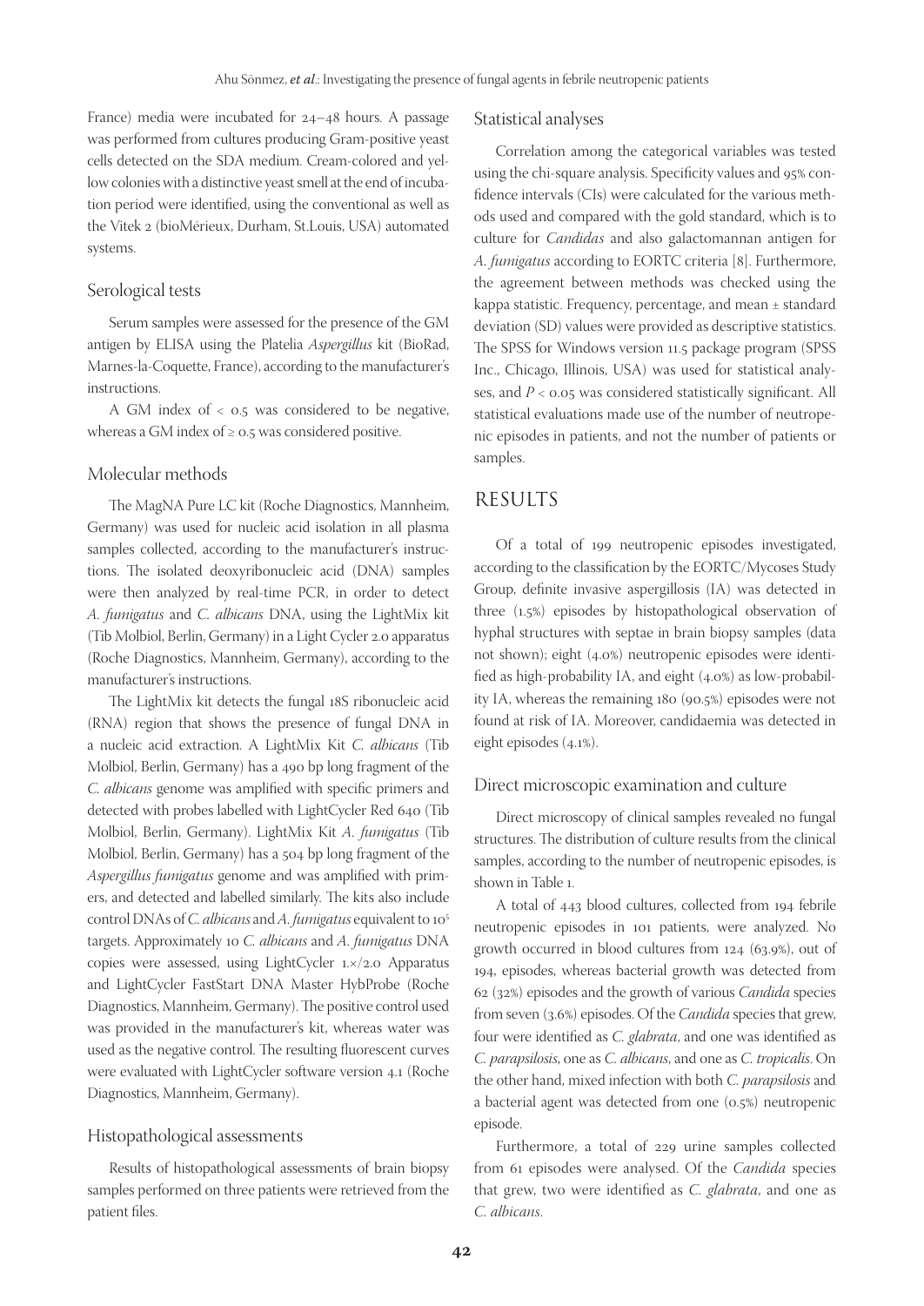France) media were incubated for 24–48 hours. A passage was performed from cultures producing Gram-positive yeast cells detected on the SDA medium. Cream-colored and yellow colonies with a distinctive yeast smell at the end of incubation period were identified, using the conventional as well as the Vitek 2 (bioMérieux, Durham, St.Louis, USA) automated systems.

### Serological tests

Serum samples were assessed for the presence of the GM antigen by ELISA using the Platelia *Aspergillus* kit (BioRad, Marnes-la-Coquette, France), according to the manufacturer's instructions.

A GM index of < 0.5 was considered to be negative, whereas a GM index of ≥ 0.5 was considered positive.

### Molecular methods

The MagNA Pure LC kit (Roche Diagnostics, Mannheim, Germany) was used for nucleic acid isolation in all plasma samples collected, according to the manufacturer's instructions. The isolated deoxyribonucleic acid (DNA) samples were then analyzed by real-time PCR, in order to detect *A. fumigatus* and *C. albicans* DNA, using the LightMix kit (Tib Molbiol, Berlin, Germany) in a Light Cycler 2.0 apparatus (Roche Diagnostics, Mannheim, Germany), according to the manufacturer's instructions.

The LightMix kit detects the fungal 18S ribonucleic acid (RNA) region that shows the presence of fungal DNA in a nucleic acid extraction. A LightMix Kit *C. albicans* (Tib Molbiol, Berlin, Germany) has a 490 bp long fragment of the *C. albicans* genome was amplified with specific primers and detected with probes labelled with LightCycler Red 640 (Tib Molbiol, Berlin, Germany). LightMix Kit *A. fumigatus* (Tib Molbiol, Berlin, Germany) has a 504 bp long fragment of the *Aspergillus fumigatus* genome and was amplified with primers, and detected and labelled similarly. The kits also include control DNAs of *C. albicans* and *A. fumigatus* equivalent to $10^5$ targets. Approximately 10 *C. albicans* and *A. fumigatus* DNA copies were assessed, using LightCycler 1.×/2.0 Apparatus and LightCycler FastStart DNA Master HybProbe (Roche Diagnostics, Mannheim, Germany). The positive control used was provided in the manufacturer's kit, whereas water was used as the negative control. The resulting fluorescent curves were evaluated with LightCycler software version 4.1 (Roche Diagnostics, Mannheim, Germany).

### Histopathological assessments

Results of histopathological assessments of brain biopsy samples performed on three patients were retrieved from the patient files.

### Statistical analyses

Correlation among the categorical variables was tested using the chi-square analysis. Specificity values and 95% confidence intervals (CIs) were calculated for the various methods used and compared with the gold standard, which is to culture for *Candidas* and also galactomannan antigen for *A. fumigatus* according to EORTC criteria [8]. Furthermore, the agreement between methods was checked using the kappa statistic. Frequency, percentage, and mean ± standard deviation (SD) values were provided as descriptive statistics. The SPSS for Windows version 11.5 package program (SPSS Inc., Chicago, Illinois, USA) was used for statistical analyses, and $P < 0.05$ was considered statistically significant. All statistical evaluations made use of the number of neutropenic episodes in patients, and not the number of patients or samples.

## RESULTS

Of a total of 199 neutropenic episodes investigated, according to the classification by the EORTC/Mycoses Study Group, definite invasive aspergillosis (IA) was detected in three (1.5%) episodes by histopathological observation of hyphal structures with septae in brain biopsy samples (data not shown); eight (4.0%) neutropenic episodes were identified as high-probability IA, and eight (4.0%) as low-probability IA, whereas the remaining 180 (90.5%) episodes were not found at risk of IA. Moreover, candidaemia was detected in eight episodes (4.1%).

### Direct microscopic examination and culture

Direct microscopy of clinical samples revealed no fungal structures. The distribution of culture results from the clinical samples, according to the number of neutropenic episodes, is shown in Table 1.

A total of 443 blood cultures, collected from 194 febrile neutropenic episodes in 101 patients, were analyzed. No growth occurred in blood cultures from 124 (63.9%), out of 194, episodes, whereas bacterial growth was detected from 62 (32%) episodes and the growth of various *Candida* species from seven (3.6%) episodes. Of the *Candida* species that grew, four were identified as *C. glabrata*, and one was identified as *C. parapsilosis*, one as *C. albicans*, and one as *C. tropicalis*. On the other hand, mixed infection with both *C. parapsilosis* and a bacterial agent was detected from one (0.5%) neutropenic episode.

Furthermore, a total of 229 urine samples collected from 61 episodes were analysed. Of the *Candida* species that grew, two were identified as *C. glabrata*, and one as *C. albicans*.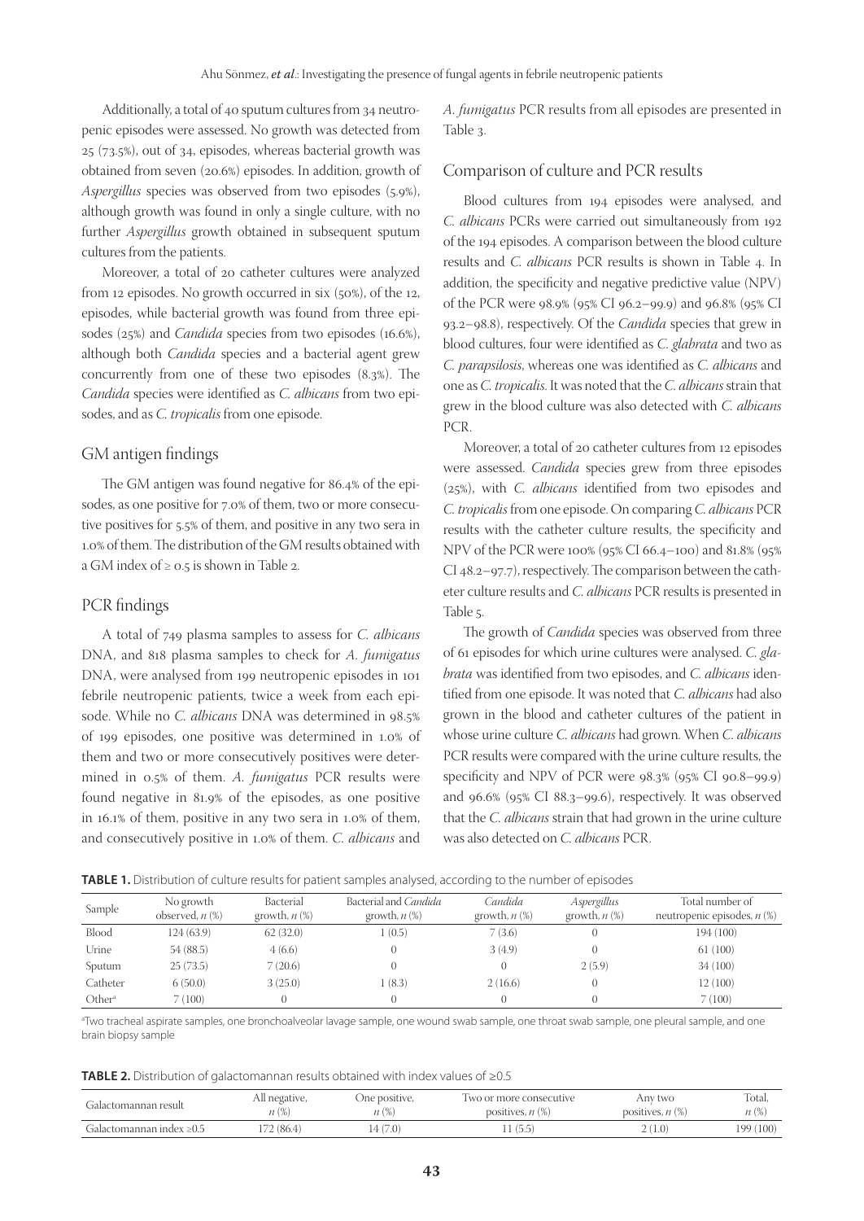Additionally, a total of 40 sputum cultures from 34 neutropenic episodes were assessed. No growth was detected from 25 (73.5%), out of 34, episodes, whereas bacterial growth was obtained from seven (20.6%) episodes. In addition, growth of *Aspergillus* species was observed from two episodes (5.9%), although growth was found in only a single culture, with no further *Aspergillus* growth obtained in subsequent sputum cultures from the patients.

Moreover, a total of 20 catheter cultures were analyzed from 12 episodes. No growth occurred in six (50%), of the 12, episodes, while bacterial growth was found from three episodes (25%) and *Candida* species from two episodes (16.6%), although both *Candida* species and a bacterial agent grew concurrently from one of these two episodes (8.3%). The *Candida* species were identified as *C. albicans* from two episodes, and as *C. tropicalis* from one episode.

## GM antigen findings

The GM antigen was found negative for 86.4% of the episodes, as one positive for 7.0% of them, two or more consecutive positives for 5.5% of them, and positive in any two sera in 1.0% of them. The distribution of the GM results obtained with a GM index of ≥ 0.5 is shown in Table 2.

## PCR findings

A total of 749 plasma samples to assess for *C. albicans* DNA, and 818 plasma samples to check for *A. fumigatus* DNA, were analysed from 199 neutropenic episodes in 101 febrile neutropenic patients, twice a week from each episode. While no *C. albicans* DNA was determined in 98.5% of 199 episodes, one positive was determined in 1.0% of them and two or more consecutively positives were determined in 0.5% of them. *A. fumigatus* PCR results were found negative in 81.9% of the episodes, as one positive in 16.1% of them, positive in any two sera in 1.0% of them, and consecutively positive in 1.0% of them. *C. albicans* and *A. fumigatus* PCR results from all episodes are presented in Table 3.

## Comparison of culture and PCR results

Blood cultures from 194 episodes were analysed, and *C. albicans* PCRs were carried out simultaneously from 192 of the 194 episodes. A comparison between the blood culture results and *C. albicans* PCR results is shown in Table 4. In addition, the specificity and negative predictive value (NPV) of the PCR were 98.9% (95% CI 96.2–99.9) and 96.8% (95% CI 93.2–98.8), respectively. Of the *Candida* species that grew in blood cultures, four were identified as *C. glabrata* and two as *C. parapsilosis*, whereas one was identified as *C. albicans* and one as *C. tropicalis*. It was noted that the *C. albicans* strain that grew in the blood culture was also detected with *C. albicans* PCR.

Moreover, a total of 20 catheter cultures from 12 episodes were assessed. *Candida* species grew from three episodes (25%), with *C. albicans* identified from two episodes and *C. tropicalis* from one episode. On comparing *C. albicans* PCR results with the catheter culture results, the specificity and NPV of the PCR were 100% (95% CI 66.4–100) and 81.8% (95% CI 48.2–97.7), respectively. The comparison between the catheter culture results and *C. albicans* PCR results is presented in Table 5.

The growth of *Candida* species was observed from three of 61 episodes for which urine cultures were analysed. *C. glabrata* was identified from two episodes, and *C. albicans* identified from one episode. It was noted that *C. albicans* had also grown in the blood and catheter cultures of the patient in whose urine culture *C. albicans* had grown. When *C. albicans* PCR results were compared with the urine culture results, the specificity and NPV of PCR were 98.3% (95% CI 90.8–99.9) and 96.6% (95% CI 88.3–99.6), respectively. It was observed that the *C. albicans* strain that had grown in the urine culture was also detected on *C. albicans* PCR.

**TABLE 1.** Distribution of culture results for patient samples analysed, according to the number of episodes

| Sample | No growth observed, *n* (%) | Bacterial growth, *n* (%) | Bacterial and *Candida* growth, *n* (%) | *Candida* growth, *n* (%) | *Aspergillus* growth, *n* (%) | Total number of neutropenic episodes, *n* (%) |
|---|---|---|---|---|---|---|
| Blood | 124 (63.9) | 62 (32.0) | 1 (0.5) | 7 (3.6) | 0 | 194 (100) |
| Urine | 54 (88.5) | 4 (6.6) | 0 | 3 (4.9) | 0 | 61 (100) |
| Sputum | 25 (73.5) | 7 (20.6) | 0 | 0 | 2 (5.9) | 34 (100) |
| Catheter | 6 (50.0) | 3 (25.0) | 1 (8.3) | 2 (16.6) | 0 | 12 (100) |
| Other[a] | 7 (100) | 0 | 0 | 0 | 0 | 7 (100) |

[a]Two tracheal aspirate samples, one bronchoalveolar lavage sample, one wound swab sample, one throat swab sample, one pleural sample, and one brain biopsy sample

**TABLE 2.** Distribution of galactomannan results obtained with index values of ≥0.5

| Galactomannan result | All negative, *n* (%) | One positive, *n* (%) | Two or more consecutive positives, *n* (%) | Any two positives, *n* (%) | Total, *n* (%) |
|---|---|---|---|---|---|
| Galactomannan index ≥0.5 | 172 (86.4) | 14 (7.0) | 11 (5.5) | 2 (1.0) | 199 (100) |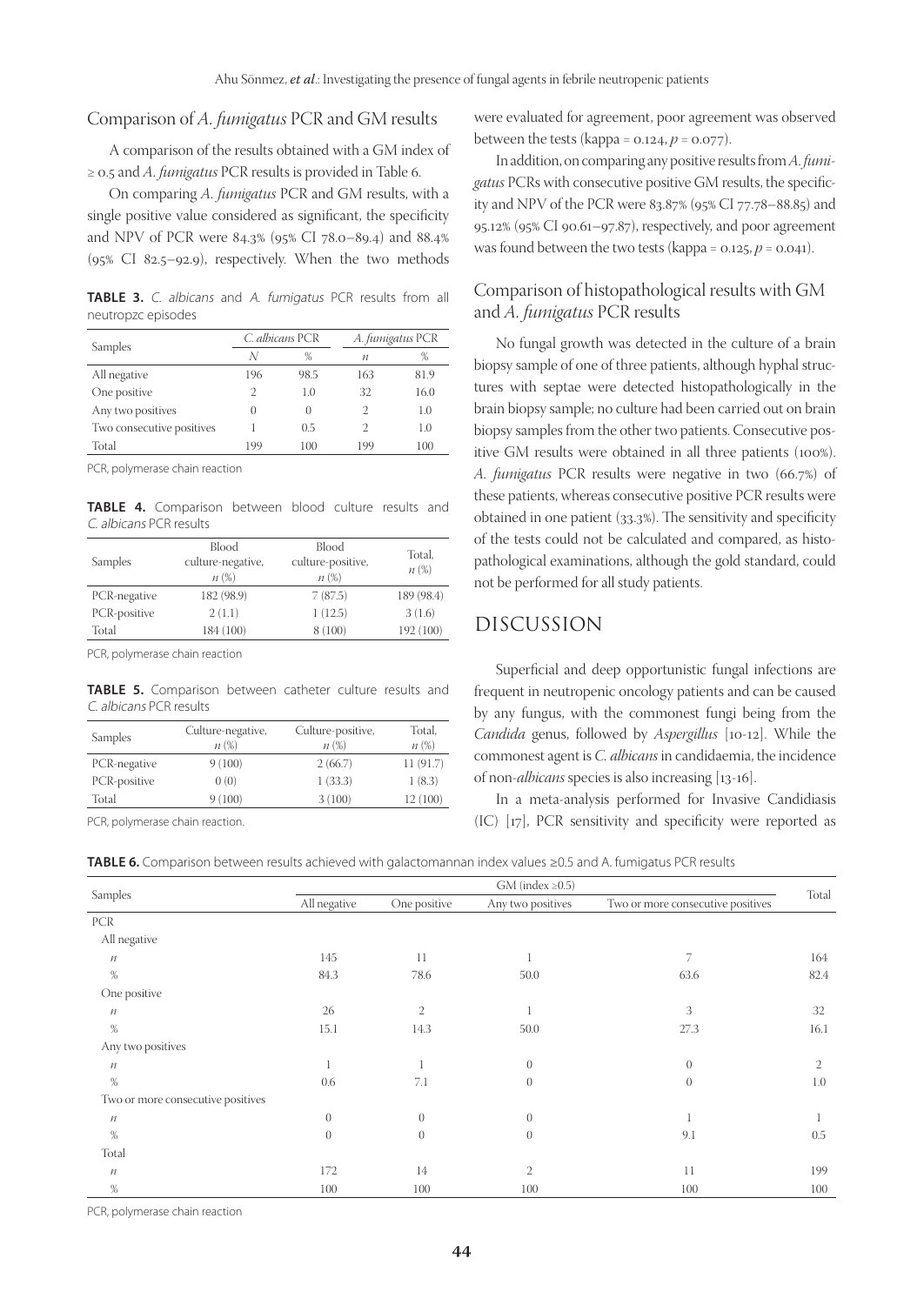## Comparison of *A. fumigatus* PCR and GM results

A comparison of the results obtained with a GM index of ≥ 0.5 and *A. fumigatus* PCR results is provided in Table 6.

On comparing *A. fumigatus* PCR and GM results, with a single positive value considered as significant, the specificity and NPV of PCR were 84.3% (95% CI 78.0–89.4) and 88.4% (95% CI 82.5–92.9), respectively. When the two methods were evaluated for agreement, poor agreement was observed between the tests (kappa = 0.124, $p$ = 0.077).

In addition, on comparing any positive results from *A. fumigatus* PCRs with consecutive positive GM results, the specificity and NPV of the PCR were 83.87% (95% CI 77.78–88.85) and 95.12% (95% CI 90.61–97.87), respectively, and poor agreement was found between the two tests (kappa = 0.125, $p$ = 0.041).

**TABLE 3.** *C. albicans* and *A. fumigatus* PCR results from all neutropzc episodes

| Samples | *C. albicans* PCR | | *A. fumigatus* PCR | |
|---|---|---|---|---|
| | *N* | % | *n* | % |
| All negative | 196 | 98.5 | 163 | 81.9 |
| One positive | 2 | 1.0 | 32 | 16.0 |
| Any two positives | 0 | 0 | 2 | 1.0 |
| Two consecutive positives | 1 | 0.5 | 2 | 1.0 |
| Total | 199 | 100 | 199 | 100 |

PCR, polymerase chain reaction

**TABLE 4.** Comparison between blood culture results and *C. albicans* PCR results

| Samples | Blood culture-negative, *n* (%) | Blood culture-positive, *n* (%) | Total, *n* (%) |
|---|---|---|---|
| PCR-negative | 182 (98.9) | 7 (87.5) | 189 (98.4) |
| PCR-positive | 2 (1.1) | 1 (12.5) | 3 (1.6) |
| Total | 184 (100) | 8 (100) | 192 (100) |

PCR, polymerase chain reaction

**TABLE 5.** Comparison between catheter culture results and *C. albicans* PCR results

| Samples | Culture-negative, *n* (%) | Culture-positive, *n* (%) | Total, *n* (%) |
|---|---|---|---|
| PCR-negative | 9 (100) | 2 (66.7) | 11 (91.7) |
| PCR-positive | 0 (0) | 1 (33.3) | 1 (8.3) |
| Total | 9 (100) | 3 (100) | 12 (100) |

PCR, polymerase chain reaction.

## Comparison of histopathological results with GM and *A. fumigatus* PCR results

No fungal growth was detected in the culture of a brain biopsy sample of one of three patients, although hyphal structures with septae were detected histopathologically in the brain biopsy sample; no culture had been carried out on brain biopsy samples from the other two patients. Consecutive positive GM results were obtained in all three patients (100%). *A. fumigatus* PCR results were negative in two (66.7%) of these patients, whereas consecutive positive PCR results were obtained in one patient (33.3%). The sensitivity and specificity of the tests could not be calculated and compared, as histopathological examinations, although the gold standard, could not be performed for all study patients.

# DISCUSSION

Superficial and deep opportunistic fungal infections are frequent in neutropenic oncology patients and can be caused by any fungus, with the commonest fungi being from the *Candida* genus, followed by *Aspergillus* [10-12]. While the commonest agent is *C. albicans* in candidaemia, the incidence of non-*albicans* species is also increasing [13-16].

In a meta-analysis performed for Invasive Candidiasis (IC) [17], PCR sensitivity and specificity were reported as

**TABLE 6.** Comparison between results achieved with galactomannan index values ≥0.5 and A. fumigatus PCR results

| Samples | GM (index ≥0.5) | | | | Total |
|---|---|---|---|---|---|
| | All negative | One positive | Any two positives | Two or more consecutive positives | |
| PCR | | | | | |
| All negative | | | | | |
| *n* | 145 | 11 | 1 | 7 | 164 |
| % | 84.3 | 78.6 | 50.0 | 63.6 | 82.4 |
| One positive | | | | | |
| *n* | 26 | 2 | 1 | 3 | 32 |
| % | 15.1 | 14.3 | 50.0 | 27.3 | 16.1 |
| Any two positives | | | | | |
| *n* | 1 | 1 | 0 | 0 | 2 |
| % | 0.6 | 7.1 | 0 | 0 | 1.0 |
| Two or more consecutive positives | | | | | |
| *n* | 0 | 0 | 0 | 1 | 1 |
| % | 0 | 0 | 0 | 9.1 | 0.5 |
| Total | | | | | |
| *n* | 172 | 14 | 2 | 11 | 199 |
| % | 100 | 100 | 100 | 100 | 100 |

PCR, polymerase chain reaction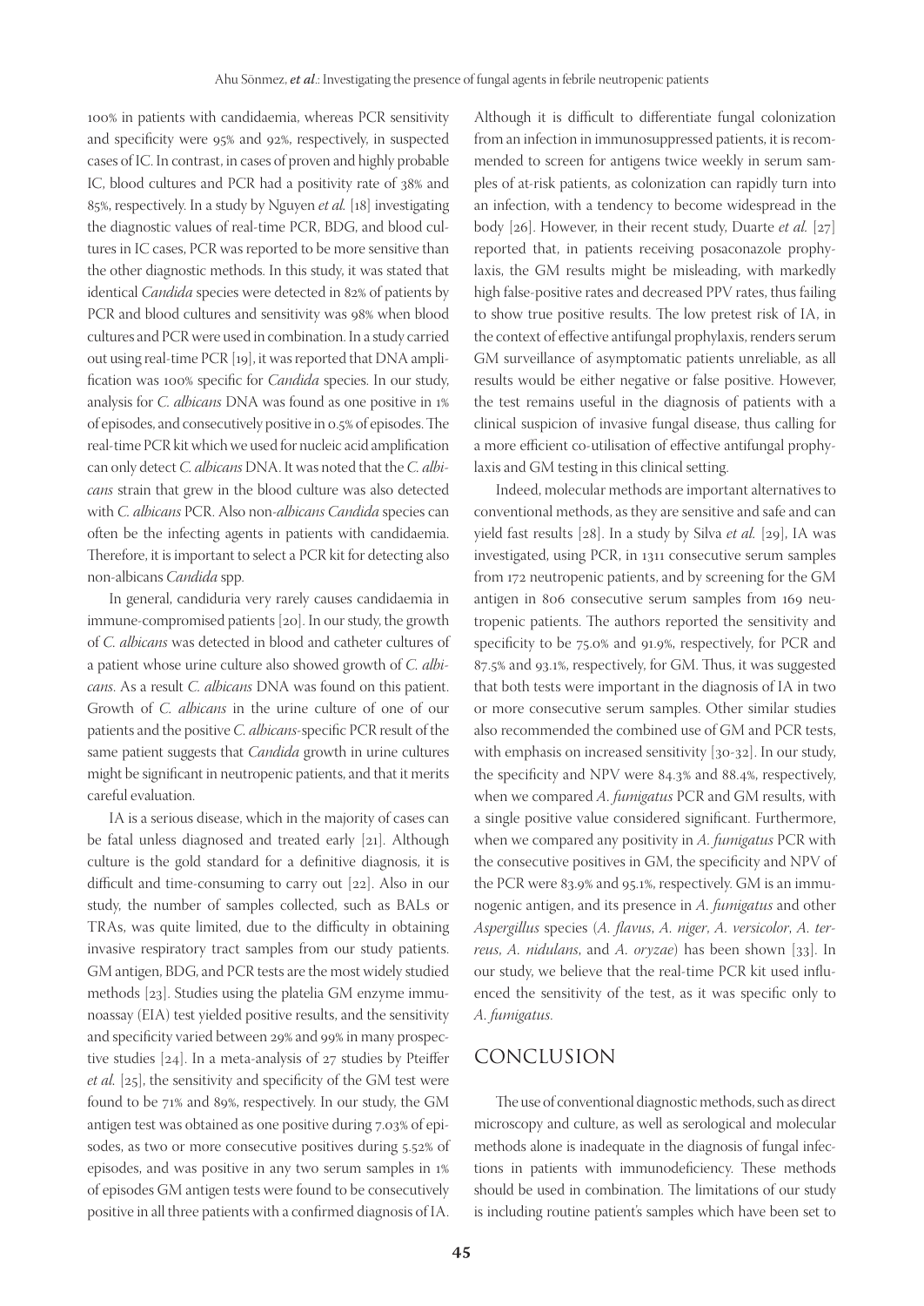100% in patients with candidaemia, whereas PCR sensitivity and specificity were 95% and 92%, respectively, in suspected cases of IC. In contrast, in cases of proven and highly probable IC, blood cultures and PCR had a positivity rate of 38% and 85%, respectively. In a study by Nguyen *et al.* [18] investigating the diagnostic values of real-time PCR, BDG, and blood cultures in IC cases, PCR was reported to be more sensitive than the other diagnostic methods. In this study, it was stated that identical *Candida* species were detected in 82% of patients by PCR and blood cultures and sensitivity was 98% when blood cultures and PCR were used in combination. In a study carried out using real-time PCR [19], it was reported that DNA amplification was 100% specific for *Candida* species. In our study, analysis for *C. albicans* DNA was found as one positive in 1% of episodes, and consecutively positive in 0.5% of episodes. The real-time PCR kit which we used for nucleic acid amplification can only detect *C. albicans* DNA. It was noted that the *C. albicans* strain that grew in the blood culture was also detected with *C. albicans* PCR. Also non-*albicans Candida* species can often be the infecting agents in patients with candidaemia. Therefore, it is important to select a PCR kit for detecting also non-albicans *Candida* spp.

In general, candiduria very rarely causes candidaemia in immune-compromised patients [20]. In our study, the growth of *C. albicans* was detected in blood and catheter cultures of a patient whose urine culture also showed growth of *C. albicans.* As a result *C. albicans* DNA was found on this patient. Growth of *C. albicans* in the urine culture of one of our patients and the positive *C. albicans*-specific PCR result of the same patient suggests that *Candida* growth in urine cultures might be significant in neutropenic patients, and that it merits careful evaluation.

IA is a serious disease, which in the majority of cases can be fatal unless diagnosed and treated early [21]. Although culture is the gold standard for a definitive diagnosis, it is difficult and time-consuming to carry out [22]. Also in our study, the number of samples collected, such as BALs or TRAs, was quite limited, due to the difficulty in obtaining invasive respiratory tract samples from our study patients. GM antigen, BDG, and PCR tests are the most widely studied methods [23]. Studies using the platelia GM enzyme immunoassay (EIA) test yielded positive results, and the sensitivity and specificity varied between 29% and 99% in many prospective studies [24]. In a meta-analysis of 27 studies by Pteiffer *et al.* [25], the sensitivity and specificity of the GM test were found to be 71% and 89%, respectively. In our study, the GM antigen test was obtained as one positive during 7.03% of episodes, as two or more consecutive positives during 5.52% of episodes, and was positive in any two serum samples in 1% of episodes GM antigen tests were found to be consecutively positive in all three patients with a confirmed diagnosis of IA.

Although it is difficult to differentiate fungal colonization from an infection in immunosuppressed patients, it is recommended to screen for antigens twice weekly in serum samples of at-risk patients, as colonization can rapidly turn into an infection, with a tendency to become widespread in the body [26]. However, in their recent study, Duarte *et al.* [27] reported that, in patients receiving posaconazole prophylaxis, the GM results might be misleading, with markedly high false-positive rates and decreased PPV rates, thus failing to show true positive results. The low pretest risk of IA, in the context of effective antifungal prophylaxis, renders serum GM surveillance of asymptomatic patients unreliable, as all results would be either negative or false positive. However, the test remains useful in the diagnosis of patients with a clinical suspicion of invasive fungal disease, thus calling for a more efficient co-utilisation of effective antifungal prophylaxis and GM testing in this clinical setting.

Indeed, molecular methods are important alternatives to conventional methods, as they are sensitive and safe and can yield fast results [28]. In a study by Silva *et al.* [29], IA was investigated, using PCR, in 1311 consecutive serum samples from 172 neutropenic patients, and by screening for the GM antigen in 806 consecutive serum samples from 169 neutropenic patients. The authors reported the sensitivity and specificity to be 75.0% and 91.9%, respectively, for PCR and 87.5% and 93.1%, respectively, for GM. Thus, it was suggested that both tests were important in the diagnosis of IA in two or more consecutive serum samples. Other similar studies also recommended the combined use of GM and PCR tests, with emphasis on increased sensitivity [30-32]. In our study, the specificity and NPV were 84.3% and 88.4%, respectively, when we compared *A. fumigatus* PCR and GM results, with a single positive value considered significant. Furthermore, when we compared any positivity in *A. fumigatus* PCR with the consecutive positives in GM, the specificity and NPV of the PCR were 83.9% and 95.1%, respectively. GM is an immunogenic antigen, and its presence in *A. fumigatus* and other *Aspergillus* species (*A. flavus*, *A. niger*, *A. versicolor*, *A. terreus*, *A. nidulans*, and *A. oryzae*) has been shown [33]. In our study, we believe that the real-time PCR kit used influenced the sensitivity of the test, as it was specific only to *A. fumigatus*.

## CONCLUSION

The use of conventional diagnostic methods, such as direct microscopy and culture, as well as serological and molecular methods alone is inadequate in the diagnosis of fungal infections in patients with immunodeficiency. These methods should be used in combination. The limitations of our study is including routine patient's samples which have been set to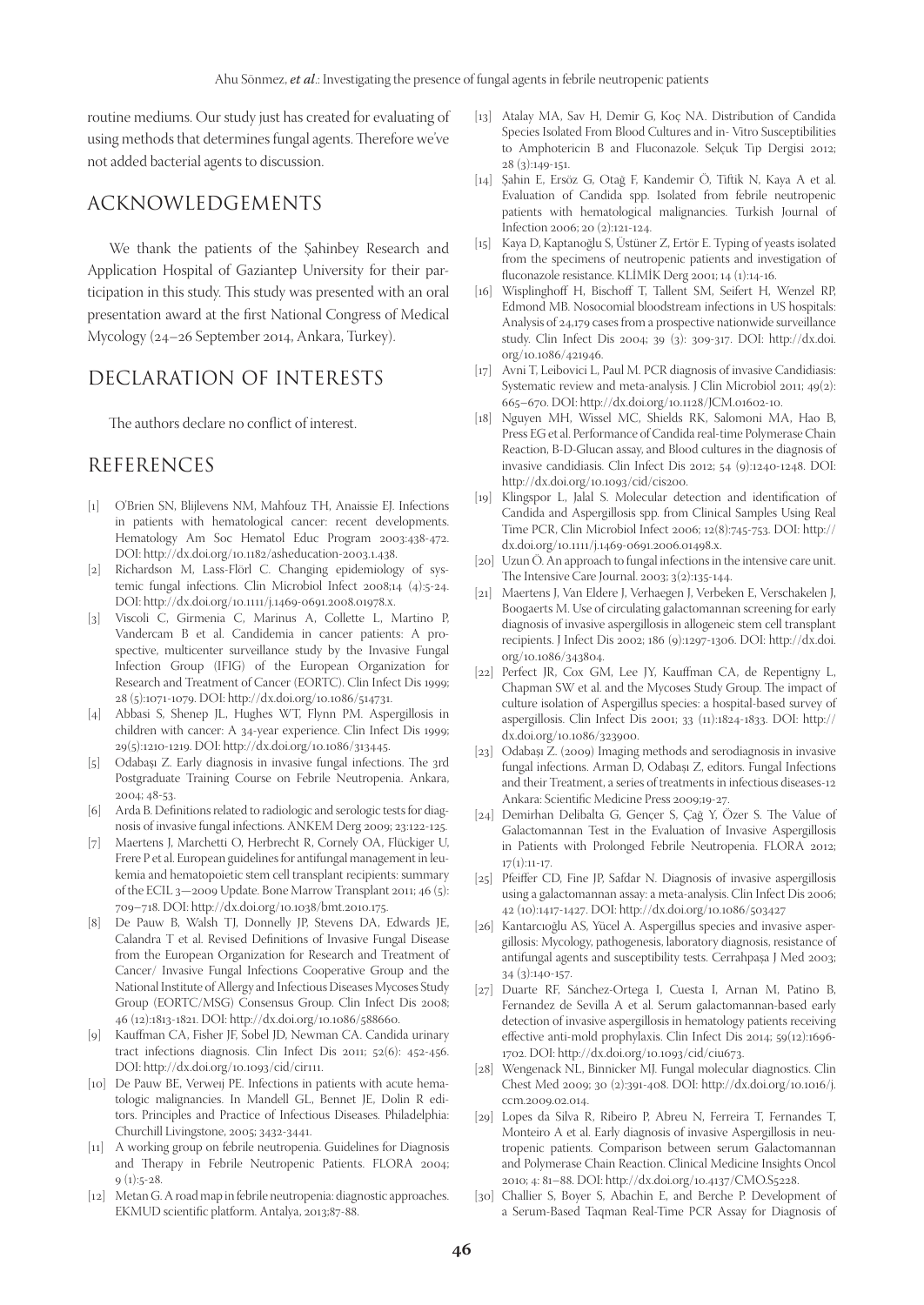routine mediums. Our study just has created for evaluating of using methods that determines fungal agents. Therefore we've not added bacterial agents to discussion.

## ACKNOWLEDGEMENTS

We thank the patients of the Şahinbey Research and Application Hospital of Gaziantep University for their participation in this study. This study was presented with an oral presentation award at the first National Congress of Medical Mycology (24–26 September 2014, Ankara, Turkey).

## DECLARATION OF INTERESTS

The authors declare no conflict of interest.

## REFERENCES

[1] O'Brien SN, Blijlevens NM, Mahfouz TH, Anaissie EJ. Infections in patients with hematological cancer: recent developments. Hematology Am Soc Hematol Educ Program 2003:438-472. DOI: http://dx.doi.org/10.1182/asheducation-2003.1.438.

[2] Richardson M, Lass-Flörl C. Changing epidemiology of systemic fungal infections. Clin Microbiol Infect 2008;14 (4):5-24. DOI: http://dx.doi.org/10.1111/j.1469-0691.2008.01978.x.

[3] Viscoli C, Girmenia C, Marinus A, Collette L, Martino P, Vandercam B et al. Candidemia in cancer patients: A prospective, multicenter surveillance study by the Invasive Fungal Infection Group (IFIG) of the European Organization for Research and Treatment of Cancer (EORTC). Clin Infect Dis 1999; 28 (5):1071-1079. DOI: http://dx.doi.org/10.1086/514731.

[4] Abbasi S, Shenep JL, Hughes WT, Flynn PM. Aspergillosis in children with cancer: A 34-year experience. Clin Infect Dis 1999; 29(5):1210-1219. DOI: http://dx.doi.org/10.1086/313445.

[5] Odabaşı Z. Early diagnosis in invasive fungal infections. The 3rd Postgraduate Training Course on Febrile Neutropenia. Ankara, 2004; 48-53.

[6] Arda B. Definitions related to radiologic and serologic tests for diagnosis of invasive fungal infections. ANKEM Derg 2009; 23:122-125.

[7] Maertens J, Marchetti O, Herbrecht R, Cornely OA, Flückiger U, Frere P et al. European guidelines for antifungal management in leukemia and hematopoietic stem cell transplant recipients: summary of the ECIL 3—2009 Update. Bone Marrow Transplant 2011; 46 (5): 709–718. DOI: http://dx.doi.org/10.1038/bmt.2010.175.

[8] De Pauw B, Walsh TJ, Donnelly JP, Stevens DA, Edwards JE, Calandra T et al. Revised Definitions of Invasive Fungal Disease from the European Organization for Research and Treatment of Cancer/ Invasive Fungal Infections Cooperative Group and the National Institute of Allergy and Infectious Diseases Mycoses Study Group (EORTC/MSG) Consensus Group. Clin Infect Dis 2008; 46 (12):1813-1821. DOI: http://dx.doi.org/10.1086/588660.

[9] Kauffman CA, Fisher JF, Sobel JD, Newman CA. Candida urinary tract infections diagnosis. Clin Infect Dis 2011; 52(6): 452-456. DOI: http://dx.doi.org/10.1093/cid/cir111.

[10] De Pauw BE, Verweij PE. Infections in patients with acute hematologic malignancies. In Mandell GL, Bennet JE, Dolin R editors. Principles and Practice of Infectious Diseases. Philadelphia: Churchill Livingstone, 2005; 3432-3441.

[11] A working group on febrile neutropenia. Guidelines for Diagnosis and Therapy in Febrile Neutropenic Patients. FLORA 2004; 9 (1):5-28.

[12] Metan G. A road map in febrile neutropenia: diagnostic approaches. EKMUD scientific platform. Antalya, 2013;87-88.

[13] Atalay MA, Sav H, Demir G, Koç NA. Distribution of Candida Species Isolated From Blood Cultures and in- Vitro Susceptibilities to Amphotericin B and Fluconazole. Selçuk Tip Dergisi 2012; 28 (3):149-151.

[14] Şahin E, Ersöz G, Otağ F, Kandemir Ö, Tiftik N, Kaya A et al. Evaluation of Candida spp. Isolated from febrile neutropenic patients with hematological malignancies. Turkish Journal of Infection 2006; 20 (2):121-124.

[15] Kaya D, Kaptanoğlu S, Üstüner Z, Ertör E. Typing of yeasts isolated from the specimens of neutropenic patients and investigation of fluconazole resistance. KLİMİK Derg 2001; 14 (1):14-16.

[16] Wisplinghoff H, Bischoff T, Tallent SM, Seifert H, Wenzel RP, Edmond MB. Nosocomial bloodstream infections in US hospitals: Analysis of 24,179 cases from a prospective nationwide surveillance study. Clin Infect Dis 2004; 39 (3): 309-317. DOI: http://dx.doi.org/10.1086/421946.

[17] Avni T, Leibovici L, Paul M. PCR diagnosis of invasive Candidiasis: Systematic review and meta-analysis. J Clin Microbiol 2011; 49(2): 665–670. DOI: http://dx.doi.org/10.1128/JCM.01602-10.

[18] Nguyen MH, Wissel MC, Shields RK, Salomoni MA, Hao B, Press EG et al. Performance of Candida real-time Polymerase Chain Reaction, B-D-Glucan assay, and Blood cultures in the diagnosis of invasive candidiasis. Clin Infect Dis 2012; 54 (9):1240-1248. DOI: http://dx.doi.org/10.1093/cid/cis200.

[19] Klingspor L, Jalal S. Molecular detection and identification of Candida and Aspergillois spp. from Clinical Samples Using Real Time PCR, Clin Microbiol Infect 2006; 12(8):745-753. DOI: http://dx.doi.org/10.1111/j.1469-0691.2006.01498.x.

[20] Uzun Ö. An approach to fungal infections in the intensive care unit. The Intensive Care Journal. 2003; 3(2):135-144.

[21] Maertens J, Van Eldere J, Verhaegen J, Verbeken E, Verschakelen J, Boogaerts M. Use of circulating galactomannan screening for early diagnosis of invasive aspergillosis in allogeneic stem cell transplant recipients. J Infect Dis 2002; 186 (9):1297-1306. DOI: http://dx.doi.org/10.1086/343804.

[22] Perfect JR, Cox GM, Lee JY, Kauffman CA, de Repentigny L, Chapman SW et al. and the Mycoses Study Group. The impact of culture isolation of Aspergillus species: a hospital-based survey of aspergillosis. Clin Infect Dis 2001; 33 (11):1824-1833. DOI: http://dx.doi.org/10.1086/323900.

[23] Odabaşı Z. (2009) Imaging methods and serodiagnosis in invasive fungal infections. Arman D, Odabaşı Z, editors. Fungal Infections and their Treatment, a series of treatments in infectious diseases-12 Ankara: Scientific Medicine Press 2009;19-27.

[24] Demirhan Delibalta G, Gençer S, Çağ Y, Özer S. The Value of Galactomannan Test in the Evaluation of Invasive Aspergillosis in Patients with Prolonged Febrile Neutropenia. FLORA 2012; 17(1):11-17.

[25] Pfeiffer CD, Fine JP, Safdar N. Diagnosis of invasive aspergillosis using a galactomannan assay: a meta-analysis. Clin Infect Dis 2006; 42 (10):1417-1427. DOI: http://dx.doi.org/10.1086/503427

[26] Kantarcıoğlu AS, Yücel A. Aspergillus species and invasive aspergillosis: Mycology, pathogenesis, laboratory diagnosis, resistance of antifungal agents and susceptibility tests. Cerrahpaşa J Med 2003; 34 (3):140-157.

[27] Duarte RF, Sánchez-Ortega I, Cuesta I, Arnan M, Patino B, Fernandez de Sevilla A et al. Serum galactomannan-based early detection of invasive aspergillosis in hematology patients receiving effective anti-mold prophylaxis. Clin Infect Dis 2014; 59(12):1696-1702. DOI: http://dx.doi.org/10.1093/cid/ciu673.

[28] Wengenack NL, Binnicker MJ. Fungal molecular diagnostics. Clin Chest Med 2009; 30 (2):391-408. DOI: http://dx.doi.org/10.1016/j.ccm.2009.02.014.

[29] Lopes da Silva R, Ribeiro P, Abreu N, Ferreira T, Fernandes T, Monteiro A et al. Early diagnosis of invasive Aspergillosis in neutropenic patients. Comparison between serum Galactomannan and Polymerase Chain Reaction. Clinical Medicine Insights Oncol 2010; 4: 81–88. DOI: http://dx.doi.org/10.4137/CMO.S5228.

[30] Challier S, Boyer S, Abachin E, and Berche P. Development of a Serum-Based Taqman Real-Time PCR Assay for Diagnosis of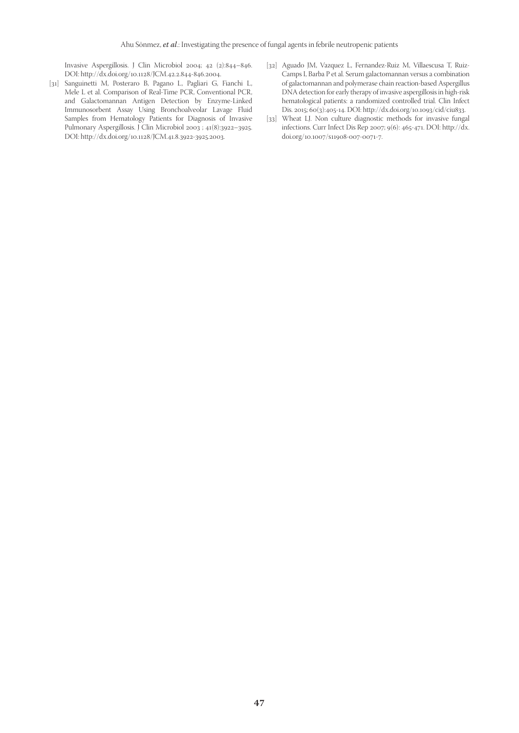Invasive Aspergillosis. J Clin Microbiol 2004; 42 (2):844–846. DOI: http://dx.doi.org/10.1128/JCM.42.2.844-846.2004.

[31] Sanguinetti M, Posteraro B, Pagano L, Pagliari G, Fianchi L, Mele L et al. Comparison of Real-Time PCR, Conventional PCR, and Galactomannan Antigen Detection by Enzyme-Linked Immunosorbent Assay Using Bronchoalveolar Lavage Fluid Samples from Hematology Patients for Diagnosis of Invasive Pulmonary Aspergillosis. J Clin Microbiol 2003 ; 41(8):3922–3925. DOI: http://dx.doi.org/10.1128/JCM.41.8.3922-3925.2003.

[32] Aguado JM, Vazquez L, Fernandez-Ruiz M, Villaescusa T, Ruiz-Camps I, Barba P et al. Serum galactomannan versus a combination of galactomannan and polymerase chain reaction-based Aspergillus DNA detection for early therapy of invasive aspergillosis in high-risk hematological patients: a randomized controlled trial. Clin Infect Dis. 2015; 60(3):405-14. DOI: http://dx.doi.org/10.1093/cid/ciu833.

[33] Wheat LJ. Non culture diagnostic methods for invasive fungal infections. Curr Infect Dis Rep 2007; 9(6): 465-471. DOI: http://dx.doi.org/10.1007/s11908-007-0071-7.